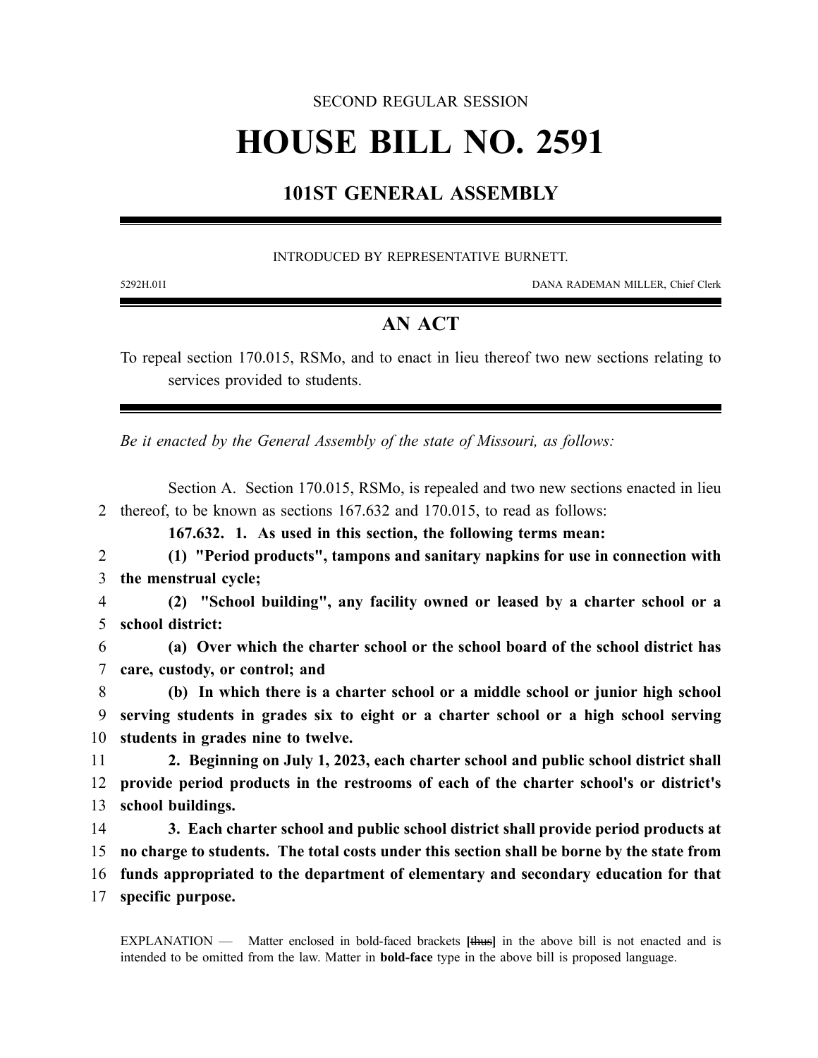SECOND REGULAR SESSION

# HOUSE BILL NO. 2591

## 101ST GENERAL ASSEMBLY

INTRODUCED BY REPRESENTATIVE BURNETT.

5292H.01I DANA RADEMAN MILLER, Chief Clerk

## AN ACT

To repeal section 170.015, RSMo, and to enact in lieu thereof two new sections relating to services provided to students.

*Be it enacted by the General Assembly of the state of Missouri, as follows:*

Section A. Section 170.015, RSMo, is repealed and two new sections enacted in lieu thereof, to be known as sections 167.632 and 170.015, to read as follows:

**167.632. 1. As used in this section, the following terms mean:**

**(1) "Period products", tampons and sanitary napkins for use in connection with the menstrual cycle;**

**(2) "School building", any facility owned or leased by a charter school or a school district:**

**(a) Over which the charter school or the school board of the school district has care, custody, or control; and**

**(b) In which there is a charter school or a middle school or junior high school serving students in grades six to eight or a charter school or a high school serving students in grades nine to twelve.**

**2. Beginning on July 1, 2023, each charter school and public school district shall provide period products in the restrooms of each of the charter school's or district's school buildings.**

**3. Each charter school and public school district shall provide period products at no charge to students. The total costs under this section shall be borne by the state from funds appropriated to the department of elementary and secondary education for that specific purpose.**

EXPLANATION — Matter enclosed in bold-faced brackets **[**~~thus~~**]** in the above bill is not enacted and is intended to be omitted from the law. Matter in **bold-face** type in the above bill is proposed language.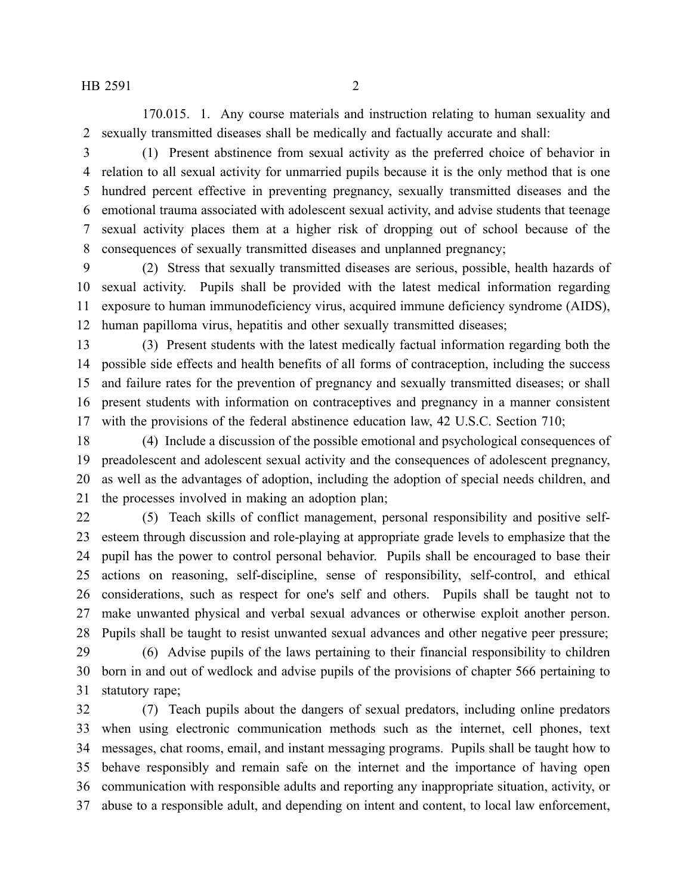170.015. 1. Any course materials and instruction relating to human sexuality and sexually transmitted diseases shall be medically and factually accurate and shall:

(1) Present abstinence from sexual activity as the preferred choice of behavior in relation to all sexual activity for unmarried pupils because it is the only method that is one hundred percent effective in preventing pregnancy, sexually transmitted diseases and the emotional trauma associated with adolescent sexual activity, and advise students that teenage sexual activity places them at a higher risk of dropping out of school because of the consequences of sexually transmitted diseases and unplanned pregnancy;

(2) Stress that sexually transmitted diseases are serious, possible, health hazards of sexual activity. Pupils shall be provided with the latest medical information regarding exposure to human immunodeficiency virus, acquired immune deficiency syndrome (AIDS), human papilloma virus, hepatitis and other sexually transmitted diseases;

(3) Present students with the latest medically factual information regarding both the possible side effects and health benefits of all forms of contraception, including the success and failure rates for the prevention of pregnancy and sexually transmitted diseases; or shall present students with information on contraceptives and pregnancy in a manner consistent with the provisions of the federal abstinence education law, 42 U.S.C. Section 710;

(4) Include a discussion of the possible emotional and psychological consequences of preadolescent and adolescent sexual activity and the consequences of adolescent pregnancy, as well as the advantages of adoption, including the adoption of special needs children, and the processes involved in making an adoption plan;

(5) Teach skills of conflict management, personal responsibility and positive self-esteem through discussion and role-playing at appropriate grade levels to emphasize that the pupil has the power to control personal behavior. Pupils shall be encouraged to base their actions on reasoning, self-discipline, sense of responsibility, self-control, and ethical considerations, such as respect for one's self and others. Pupils shall be taught not to make unwanted physical and verbal sexual advances or otherwise exploit another person. Pupils shall be taught to resist unwanted sexual advances and other negative peer pressure;

(6) Advise pupils of the laws pertaining to their financial responsibility to children born in and out of wedlock and advise pupils of the provisions of chapter 566 pertaining to statutory rape;

(7) Teach pupils about the dangers of sexual predators, including online predators when using electronic communication methods such as the internet, cell phones, text messages, chat rooms, email, and instant messaging programs. Pupils shall be taught how to behave responsibly and remain safe on the internet and the importance of having open communication with responsible adults and reporting any inappropriate situation, activity, or abuse to a responsible adult, and depending on intent and content, to local law enforcement,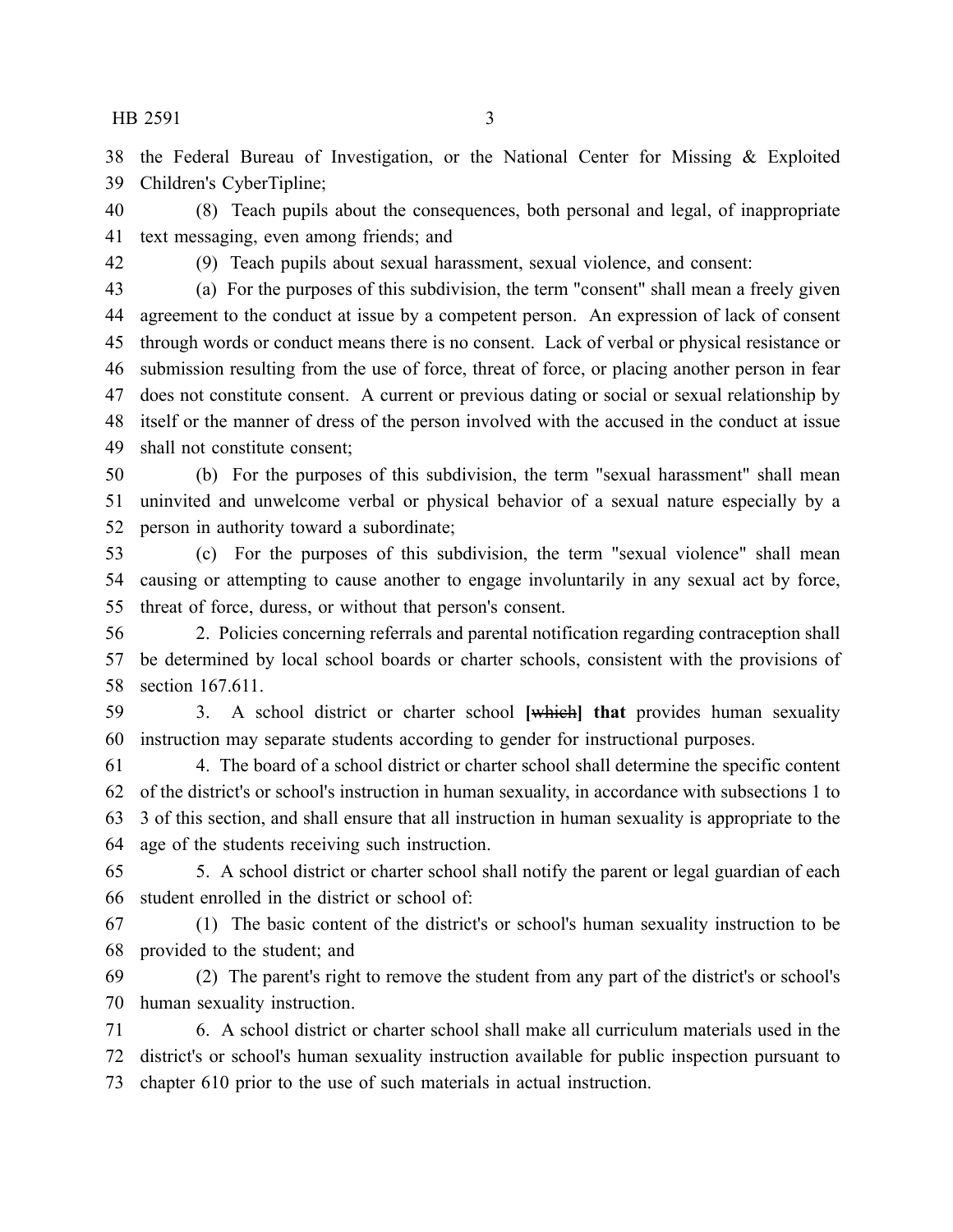the Federal Bureau of Investigation, or the National Center for Missing & Exploited Children's CyberTipline;

(8) Teach pupils about the consequences, both personal and legal, of inappropriate text messaging, even among friends; and

(9) Teach pupils about sexual harassment, sexual violence, and consent:

(a) For the purposes of this subdivision, the term "consent" shall mean a freely given agreement to the conduct at issue by a competent person. An expression of lack of consent through words or conduct means there is no consent. Lack of verbal or physical resistance or submission resulting from the use of force, threat of force, or placing another person in fear does not constitute consent. A current or previous dating or social or sexual relationship by itself or the manner of dress of the person involved with the accused in the conduct at issue shall not constitute consent;

(b) For the purposes of this subdivision, the term "sexual harassment" shall mean uninvited and unwelcome verbal or physical behavior of a sexual nature especially by a person in authority toward a subordinate;

(c) For the purposes of this subdivision, the term "sexual violence" shall mean causing or attempting to cause another to engage involuntarily in any sexual act by force, threat of force, duress, or without that person's consent.

2. Policies concerning referrals and parental notification regarding contraception shall be determined by local school boards or charter schools, consistent with the provisions of section 167.611.

3. A school district or charter school **[**~~which~~**] that** provides human sexuality instruction may separate students according to gender for instructional purposes.

4. The board of a school district or charter school shall determine the specific content of the district's or school's instruction in human sexuality, in accordance with subsections 1 to 3 of this section, and shall ensure that all instruction in human sexuality is appropriate to the age of the students receiving such instruction.

5. A school district or charter school shall notify the parent or legal guardian of each student enrolled in the district or school of:

(1) The basic content of the district's or school's human sexuality instruction to be provided to the student; and

(2) The parent's right to remove the student from any part of the district's or school's human sexuality instruction.

6. A school district or charter school shall make all curriculum materials used in the district's or school's human sexuality instruction available for public inspection pursuant to chapter 610 prior to the use of such materials in actual instruction.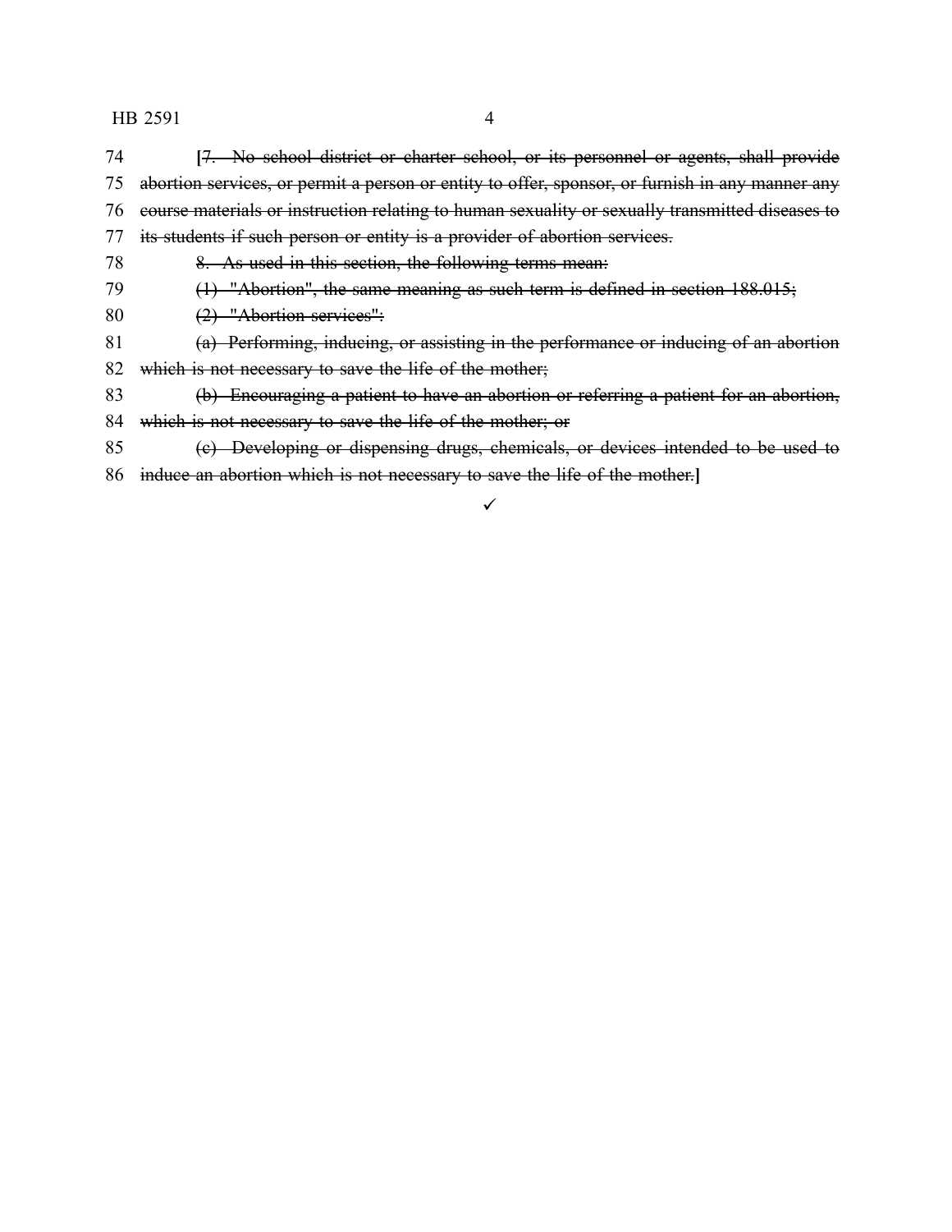74 **[**~~7. No school district or charter school, or its personnel or agents, shall provide~~
75 ~~abortion services, or permit a person or entity to offer, sponsor, or furnish in any manner any~~
76 ~~course materials or instruction relating to human sexuality or sexually transmitted diseases to~~
77 ~~its students if such person or entity is a provider of abortion services.~~

78 ~~8. As used in this section, the following terms mean:~~

79 ~~(1) "Abortion", the same meaning as such term is defined in section 188.015;~~

80 ~~(2) "Abortion services":~~

81 ~~(a) Performing, inducing, or assisting in the performance or inducing of an abortion~~
82 ~~which is not necessary to save the life of the mother;~~

83 ~~(b) Encouraging a patient to have an abortion or referring a patient for an abortion,~~
84 ~~which is not necessary to save the life of the mother; or~~

85 ~~(c) Developing or dispensing drugs, chemicals, or devices intended to be used to~~
86 ~~induce an abortion which is not necessary to save the life of the mother.~~**]**

✓